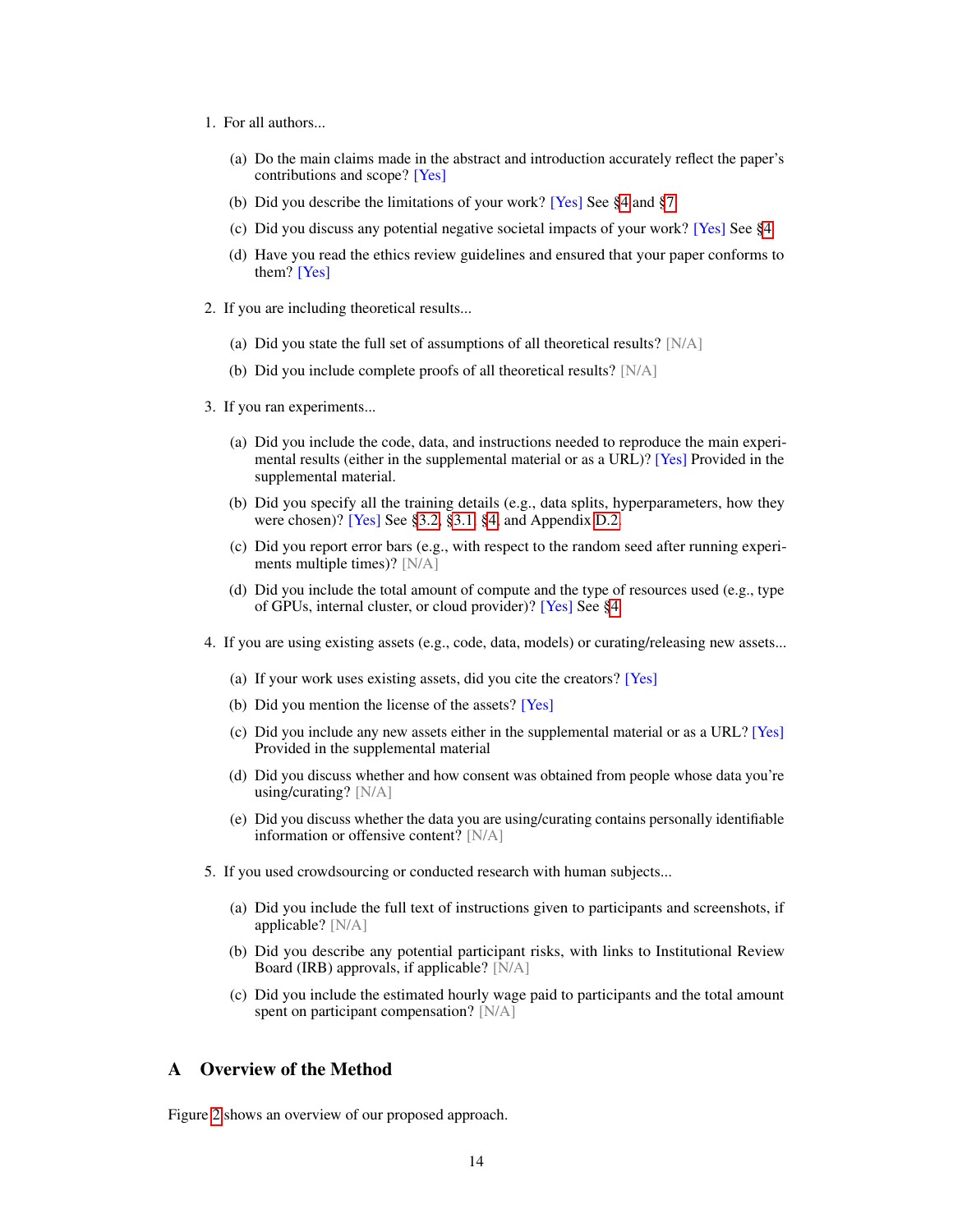1. For all authors...

   (a) Do the main claims made in the abstract and introduction accurately reflect the paper's contributions and scope? [Yes]

   (b) Did you describe the limitations of your work? [Yes] See §4 and §7

   (c) Did you discuss any potential negative societal impacts of your work? [Yes] See §4

   (d) Have you read the ethics review guidelines and ensured that your paper conforms to them? [Yes]

2. If you are including theoretical results...

   (a) Did you state the full set of assumptions of all theoretical results? [N/A]

   (b) Did you include complete proofs of all theoretical results? [N/A]

3. If you ran experiments...

   (a) Did you include the code, data, and instructions needed to reproduce the main experimental results (either in the supplemental material or as a URL)? [Yes] Provided in the supplemental material.

   (b) Did you specify all the training details (e.g., data splits, hyperparameters, how they were chosen)? [Yes] See §3.2, §3.1, §4, and Appendix D.2.

   (c) Did you report error bars (e.g., with respect to the random seed after running experiments multiple times)? [N/A]

   (d) Did you include the total amount of compute and the type of resources used (e.g., type of GPUs, internal cluster, or cloud provider)? [Yes] See §4

4. If you are using existing assets (e.g., code, data, models) or curating/releasing new assets...

   (a) If your work uses existing assets, did you cite the creators? [Yes]

   (b) Did you mention the license of the assets? [Yes]

   (c) Did you include any new assets either in the supplemental material or as a URL? [Yes] Provided in the supplemental material

   (d) Did you discuss whether and how consent was obtained from people whose data you're using/curating? [N/A]

   (e) Did you discuss whether the data you are using/curating contains personally identifiable information or offensive content? [N/A]

5. If you used crowdsourcing or conducted research with human subjects...

   (a) Did you include the full text of instructions given to participants and screenshots, if applicable? [N/A]

   (b) Did you describe any potential participant risks, with links to Institutional Review Board (IRB) approvals, if applicable? [N/A]

   (c) Did you include the estimated hourly wage paid to participants and the total amount spent on participant compensation? [N/A]

# A Overview of the Method

Figure 2 shows an overview of our proposed approach.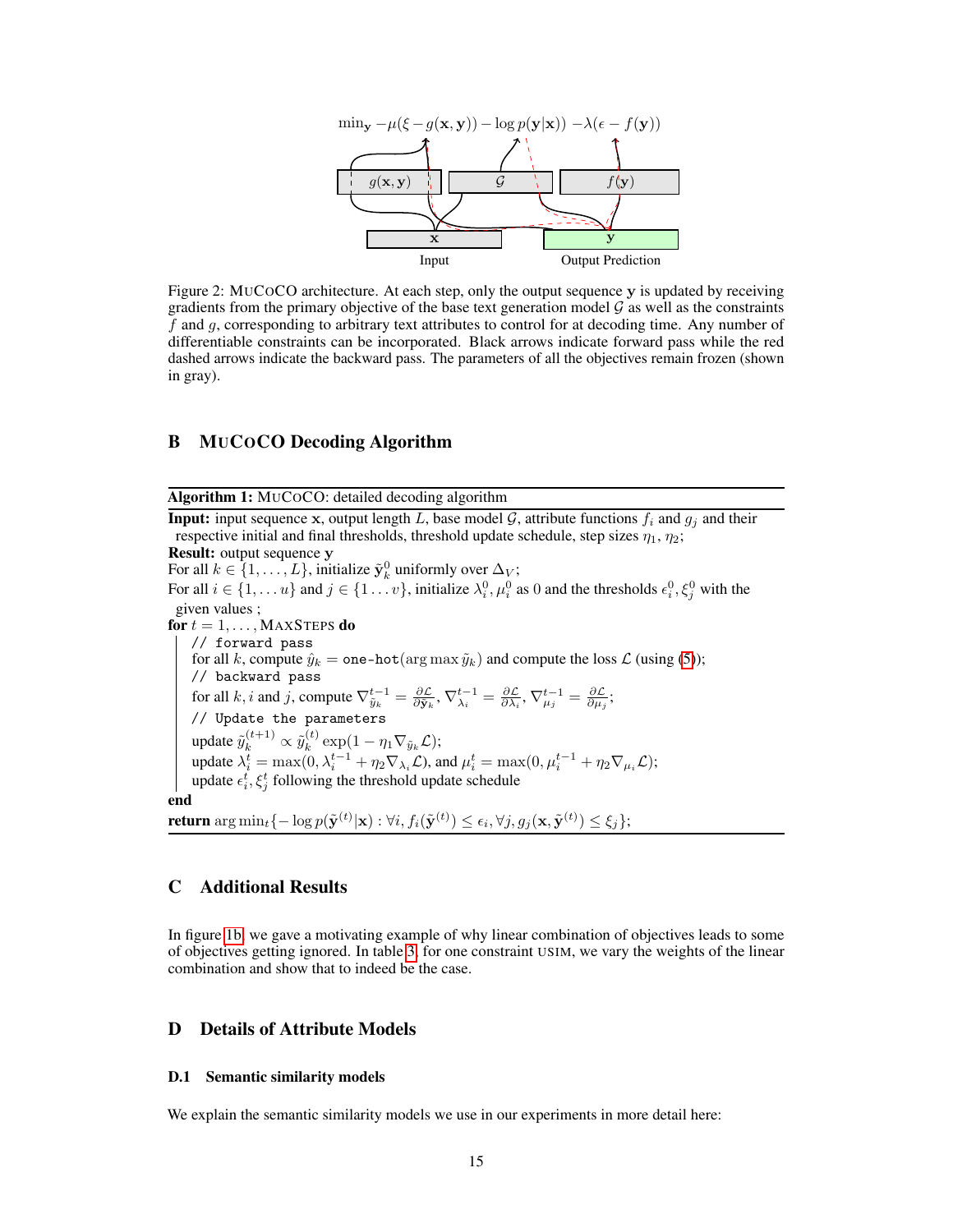$\min_{\mathbf{y}} -\mu(\xi - g(\mathbf{x}, \mathbf{y})) - \log p(\mathbf{y}|\mathbf{x})) \; -\lambda(\epsilon - f(\mathbf{y}))$

$g(\mathbf{x}, \mathbf{y})$ | $\mathcal{G}$ | $f(\mathbf{y})$

$\mathbf{x}$ | $\mathbf{y}$

Input | Output Prediction

Figure 2: MUCOCO architecture. At each step, only the output sequence $\mathbf{y}$ is updated by receiving gradients from the primary objective of the base text generation model $\mathcal{G}$ as well as the constraints $f$ and $g$, corresponding to arbitrary text attributes to control for at decoding time. Any number of differentiable constraints can be incorporated. Black arrows indicate forward pass while the red dashed arrows indicate the backward pass. The parameters of all the objectives remain frozen (shown in gray).

## B MUCOCO Decoding Algorithm

**Algorithm 1:** MUCOCO: detailed decoding algorithm

**Input:** input sequence $\mathbf{x}$, output length $L$, base model $\mathcal{G}$, attribute functions $f_i$ and $g_j$ and their respective initial and final thresholds, threshold update schedule, step sizes $\eta_1$, $\eta_2$;

**Result:** output sequence $\mathbf{y}$

For all $k \in \{1, \ldots, L\}$, initialize $\tilde{\mathbf{y}}_k^0$ uniformly over $\Delta_V$;

For all $i \in \{1, \ldots u\}$ and $j \in \{1 \ldots v\}$, initialize $\lambda_i^0, \mu_i^0$ as 0 and the thresholds $\epsilon_i^0, \xi_j^0$ with the given values ;

**for** $t = 1, \ldots,$ MAXSTEPS **do**

```
// forward pass
```

  for all $k$, compute $\hat{y}_k = \texttt{one-hot}(\arg\max \tilde{y}_k)$ and compute the loss $\mathcal{L}$ (using (5));

```
// backward pass
```

  for all $k, i$ and $j$, compute $\nabla_{\tilde{y}_k}^{t-1} = \frac{\partial \mathcal{L}}{\partial \tilde{\mathbf{y}}_k}$, $\nabla_{\lambda_i}^{t-1} = \frac{\partial \mathcal{L}}{\partial \lambda_i}$, $\nabla_{\mu_j}^{t-1} = \frac{\partial \mathcal{L}}{\partial \mu_j}$;

```
// Update the parameters
```

  update $\tilde{y}_k^{(t+1)} \propto \tilde{y}_k^{(t)} \exp(1 - \eta_1 \nabla_{\tilde{y}_k} \mathcal{L})$;

  update $\lambda_i^t = \max(0, \lambda_i^{t-1} + \eta_2 \nabla_{\lambda_i} \mathcal{L})$, and $\mu_i^t = \max(0, \mu_i^{t-1} + \eta_2 \nabla_{\mu_i} \mathcal{L})$;

  update $\epsilon_i^t, \xi_j^t$ following the threshold update schedule

**end**

**return** $\arg\min_t \{-\log p(\tilde{\mathbf{y}}^{(t)}|\mathbf{x}) : \forall i, f_i(\tilde{\mathbf{y}}^{(t)}) \leq \epsilon_i, \forall j, g_j(\mathbf{x}, \tilde{\mathbf{y}}^{(t)}) \leq \xi_j\}$;

## C Additional Results

In figure 1b, we gave a motivating example of why linear combination of objectives leads to some of objectives getting ignored. In table 3, for one constraint USIM, we vary the weights of the linear combination and show that to indeed be the case.

## D Details of Attribute Models

### D.1 Semantic similarity models

We explain the semantic similarity models we use in our experiments in more detail here: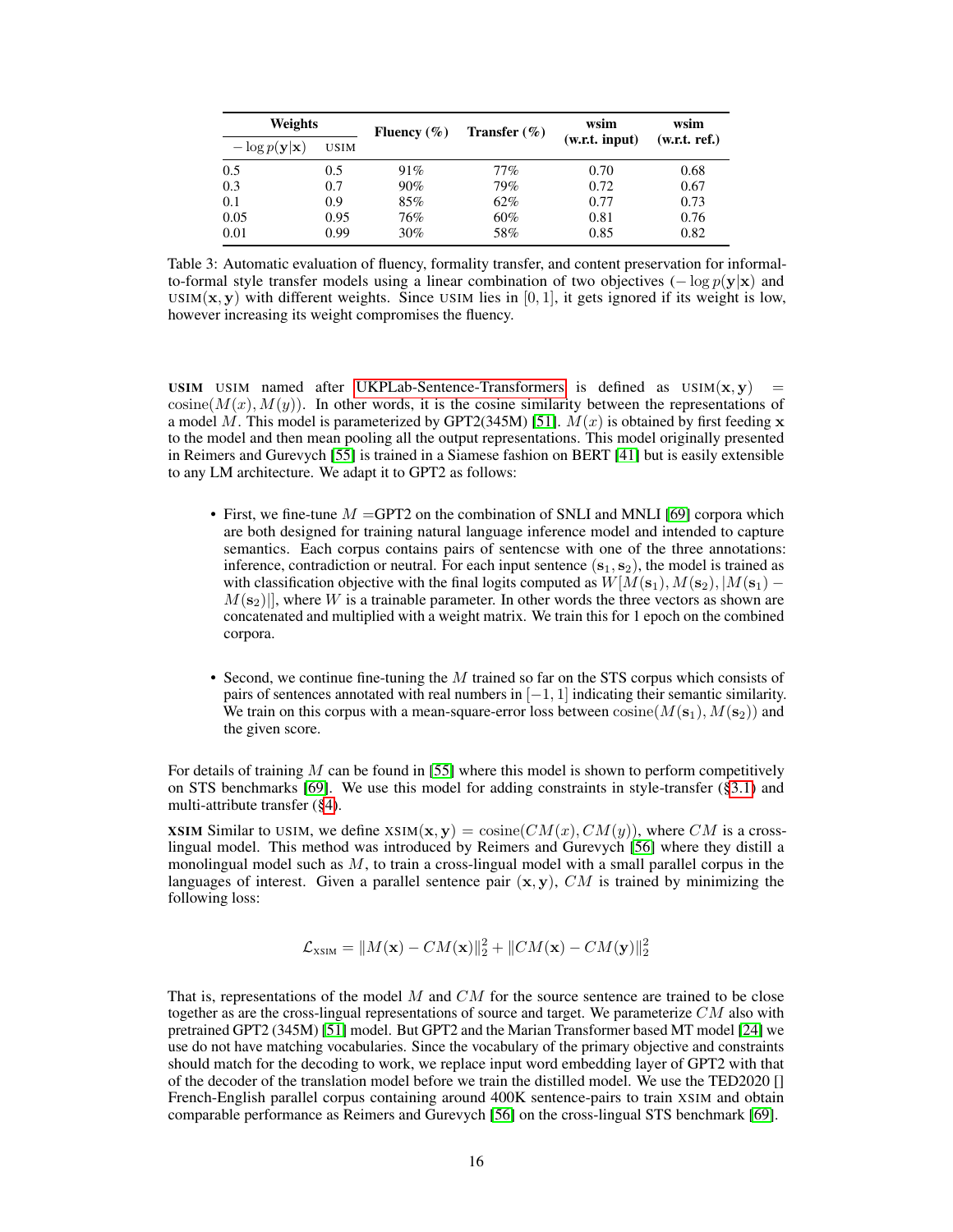| Weights | | Fluency (%) | Transfer (%) | wsim (w.r.t. input) | wsim (w.r.t. ref.) |
|---|---|---|---|---|---|
| $-\log p(\mathbf{y}\|\mathbf{x})$ | USIM | | | | |
| 0.5 | 0.5 | 91% | 77% | 0.70 | 0.68 |
| 0.3 | 0.7 | 90% | 79% | 0.72 | 0.67 |
| 0.1 | 0.9 | 85% | 62% | 0.77 | 0.73 |
| 0.05 | 0.95 | 76% | 60% | 0.81 | 0.76 |
| 0.01 | 0.99 | 30% | 58% | 0.85 | 0.82 |

Table 3: Automatic evaluation of fluency, formality transfer, and content preservation for informal-to-formal style transfer models using a linear combination of two objectives ($-\log p(\mathbf{y}|\mathbf{x})$ and $\text{USIM}(\mathbf{x}, \mathbf{y})$ with different weights. Since USIM lies in $[0, 1]$, it gets ignored if its weight is low, however increasing its weight compromises the fluency.

**USIM** USIM named after UKPLab-Sentence-Transformers is defined as $\text{USIM}(\mathbf{x}, \mathbf{y}) = \text{cosine}(M(x), M(y))$. In other words, it is the cosine similarity between the representations of a model $M$. This model is parameterized by GPT2(345M) [51]. $M(x)$ is obtained by first feeding $\mathbf{x}$ to the model and then mean pooling all the output representations. This model originally presented in Reimers and Gurevych [55] is trained in a Siamese fashion on BERT [41] but is easily extensible to any LM architecture. We adapt it to GPT2 as follows:

- First, we fine-tune $M$ =GPT2 on the combination of SNLI and MNLI [69] corpora which are both designed for training natural language inference model and intended to capture semantics. Each corpus contains pairs of sentencse with one of the three annotations: inference, contradiction or neutral. For each input sentence $(\mathbf{s}_1, \mathbf{s}_2)$, the model is trained as with classification objective with the final logits computed as $W[M(\mathbf{s}_1), M(\mathbf{s}_2), |M(\mathbf{s}_1) - M(\mathbf{s}_2)|]$, where $W$ is a trainable parameter. In other words the three vectors as shown are concatenated and multiplied with a weight matrix. We train this for 1 epoch on the combined corpora.

- Second, we continue fine-tuning the $M$ trained so far on the STS corpus which consists of pairs of sentences annotated with real numbers in $[-1, 1]$ indicating their semantic similarity. We train on this corpus with a mean-square-error loss between $\text{cosine}(M(\mathbf{s}_1), M(\mathbf{s}_2))$ and the given score.

For details of training $M$ can be found in [55] where this model is shown to perform competitively on STS benchmarks [69]. We use this model for adding constraints in style-transfer (§3.1) and multi-attribute transfer (§4).

**XSIM** Similar to USIM, we define $\text{XSIM}(\mathbf{x}, \mathbf{y}) = \text{cosine}(CM(x), CM(y))$, where $CM$ is a cross-lingual model. This method was introduced by Reimers and Gurevych [56] where they distill a monolingual model such as $M$, to train a cross-lingual model with a small parallel corpus in the languages of interest. Given a parallel sentence pair $(\mathbf{x}, \mathbf{y})$, $CM$ is trained by minimizing the following loss:

$$\mathcal{L}_{\text{XSIM}} = \|M(\mathbf{x}) - CM(\mathbf{x})\|_2^2 + \|CM(\mathbf{x}) - CM(\mathbf{y})\|_2^2$$

That is, representations of the model $M$ and $CM$ for the source sentence are trained to be close together as are the cross-lingual representations of source and target. We parameterize $CM$ also with pretrained GPT2 (345M) [51] model. But GPT2 and the Marian Transformer based MT model [24] we use do not have matching vocabularies. Since the vocabulary of the primary objective and constraints should match for the decoding to work, we replace input word embedding layer of GPT2 with that of the decoder of the translation model before we train the distilled model. We use the TED2020 [] French-English parallel corpus containing around 400K sentence-pairs to train XSIM and obtain comparable performance as Reimers and Gurevych [56] on the cross-lingual STS benchmark [69].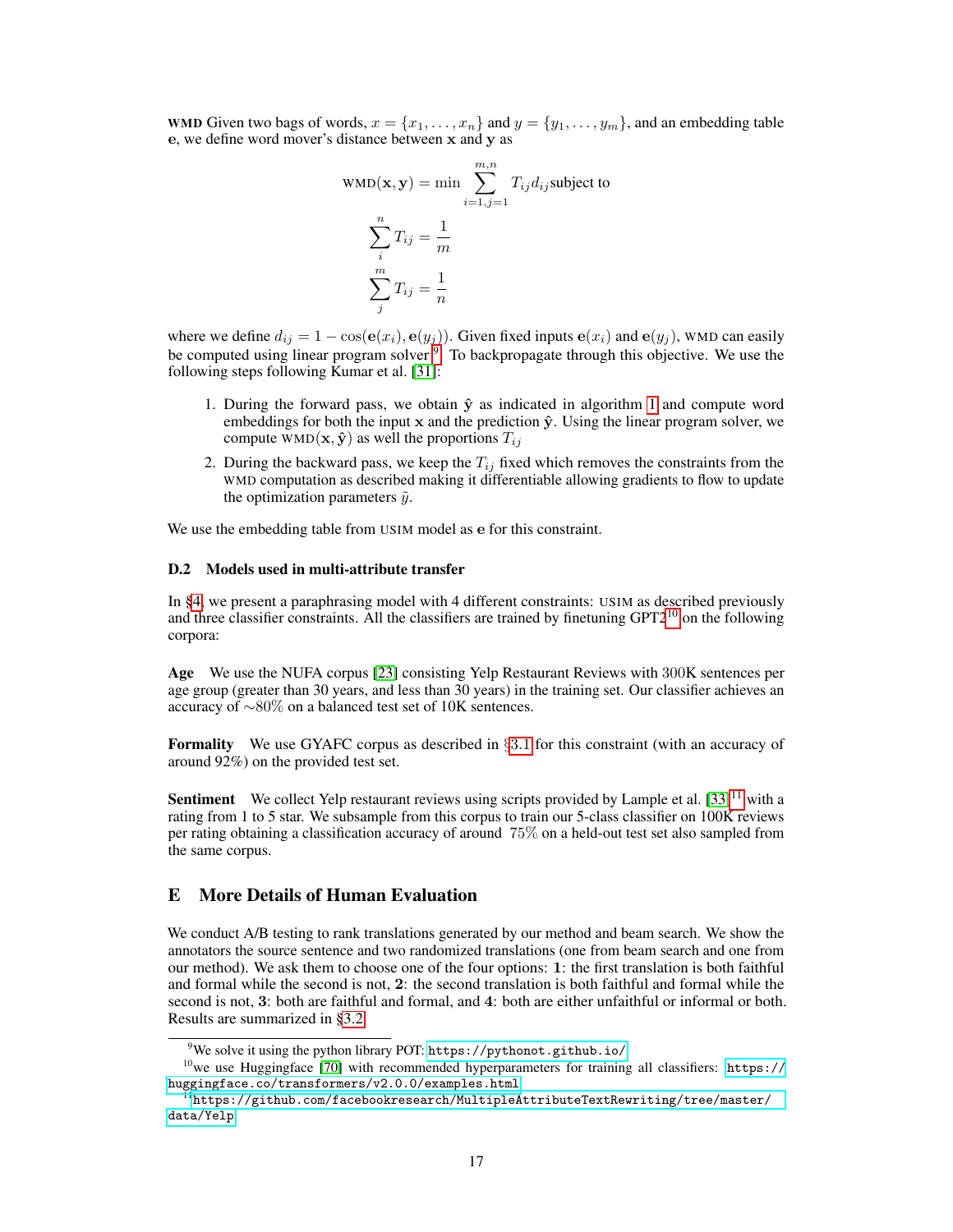**WMD** Given two bags of words, $x = \{x_1, \dots, x_n\}$ and $y = \{y_1, \dots, y_m\}$, and an embedding table $\mathbf{e}$, we define word mover's distance between $\mathbf{x}$ and $\mathbf{y}$ as

$$\text{WMD}(\mathbf{x}, \mathbf{y}) = \min \sum_{i=1,j=1}^{m,n} T_{ij} d_{ij} \text{subject to}$$

$$\sum_{i}^{n} T_{ij} = \frac{1}{m}$$

$$\sum_{j}^{m} T_{ij} = \frac{1}{n}$$

where we define $d_{ij} = 1 - \cos(\mathbf{e}(x_i), \mathbf{e}(y_j))$. Given fixed inputs $\mathbf{e}(x_i)$ and $\mathbf{e}(y_j)$, WMD can easily be computed using linear program solver [9]. To backpropagate through this objective. We use the following steps following Kumar et al. [31]:

1. During the forward pass, we obtain $\hat{\mathbf{y}}$ as indicated in algorithm 1 and compute word embeddings for both the input $\mathbf{x}$ and the prediction $\hat{\mathbf{y}}$. Using the linear program solver, we compute $\text{WMD}(\mathbf{x}, \hat{\mathbf{y}})$ as well the proportions $T_{ij}$
2. During the backward pass, we keep the $T_{ij}$ fixed which removes the constraints from the WMD computation as described making it differentiable allowing gradients to flow to update the optimization parameters $\tilde{y}$.

We use the embedding table from USIM model as $\mathbf{e}$ for this constraint.

### D.2 Models used in multi-attribute transfer

In §4, we present a paraphrasing model with 4 different constraints: USIM as described previously and three classifier constraints. All the classifiers are trained by finetuning GPT2[10] on the following corpora:

**Age** We use the NUFA corpus [23] consisting Yelp Restaurant Reviews with 300K sentences per age group (greater than 30 years, and less than 30 years) in the training set. Our classifier achieves an accuracy of $\sim$80% on a balanced test set of 10K sentences.

**Formality** We use GYAFC corpus as described in §3.1 for this constraint (with an accuracy of around 92%) on the provided test set.

**Sentiment** We collect Yelp restaurant reviews using scripts provided by Lample et al. [33][11] with a rating from 1 to 5 star. We subsample from this corpus to train our 5-class classifier on 100K reviews per rating obtaining a classification accuracy of around 75% on a held-out test set also sampled from the same corpus.

## E More Details of Human Evaluation

We conduct A/B testing to rank translations generated by our method and beam search. We show the annotators the source sentence and two randomized translations (one from beam search and one from our method). We ask them to choose one of the four options: **1**: the first translation is both faithful and formal while the second is not, **2**: the second translation is both faithful and formal while the second is not, **3**: both are faithful and formal, and **4**: both are either unfaithful or informal or both. Results are summarized in §3.2.

---

[9] We solve it using the python library POT: https://pythonot.github.io/

[10] we use Huggingface [70] with recommended hyperparameters for training all classifiers: https://huggingface.co/transformers/v2.0.0/examples.html

[11] https://github.com/facebookresearch/MultipleAttributeTextRewriting/tree/master/data/Yelp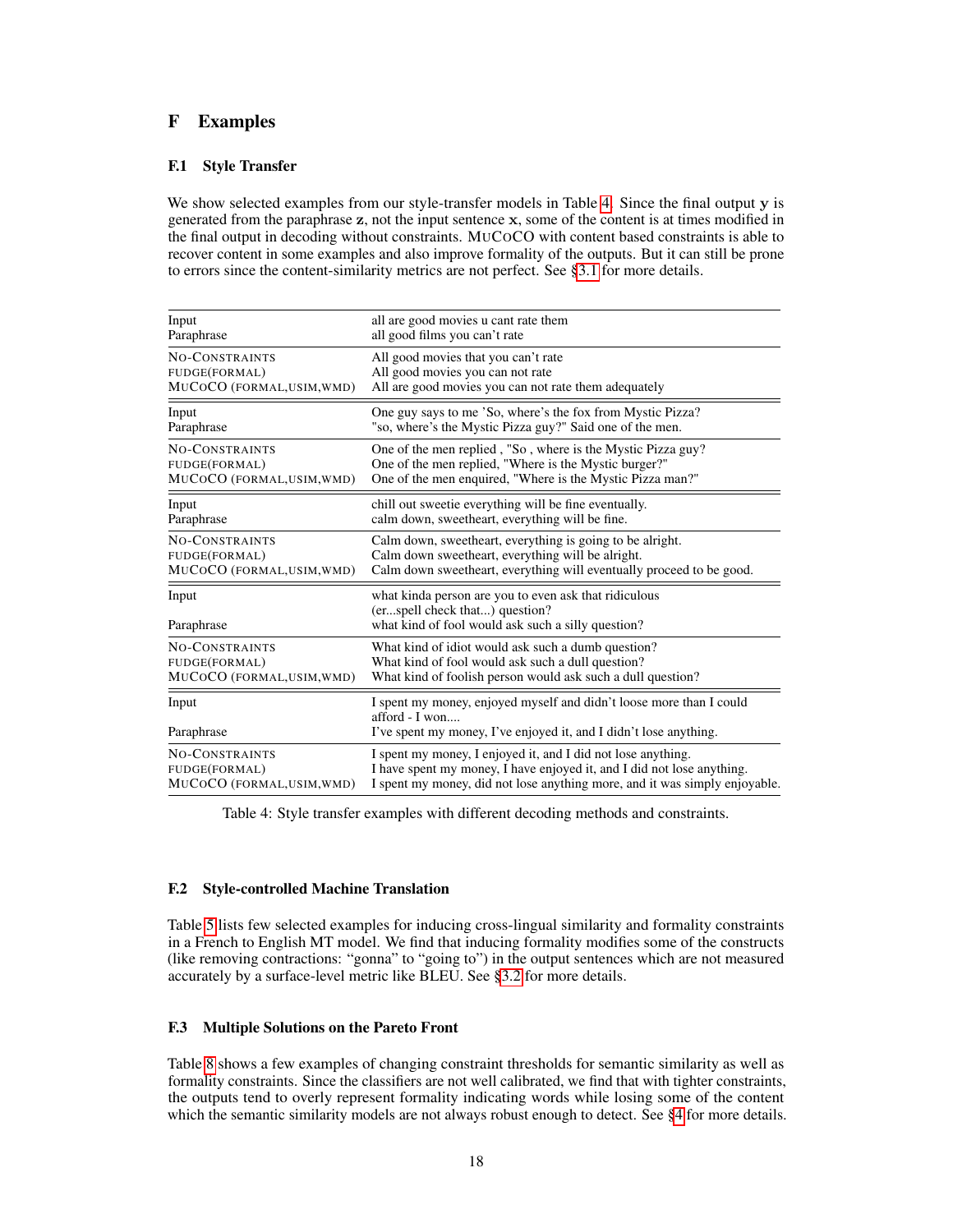# F Examples

## F.1 Style Transfer

We show selected examples from our style-transfer models in Table 4. Since the final output $\mathbf{y}$ is generated from the paraphrase $\mathbf{z}$, not the input sentence $\mathbf{x}$, some of the content is at times modified in the final output in decoding without constraints. MuCoCo with content based constraints is able to recover content in some examples and also improve formality of the outputs. But it can still be prone to errors since the content-similarity metrics are not perfect. See §3.1 for more details.

| | |
|---|---|
| Input | all are good movies u cant rate them |
| Paraphrase | all good films you can't rate |
| No-Constraints | All good movies that you can't rate |
| FUDGE(formal) | All good movies you can not rate |
| MuCoCo (formal,usim,wmd) | All are good movies you can not rate them adequately |
| Input | One guy says to me 'So, where's the fox from Mystic Pizza? |
| Paraphrase | "so, where's the Mystic Pizza guy?" Said one of the men. |
| No-Constraints | One of the men replied , "So , where is the Mystic Pizza guy? |
| FUDGE(formal) | One of the men replied, "Where is the Mystic burger?" |
| MuCoCo (formal,usim,wmd) | One of the men enquired, "Where is the Mystic Pizza man?" |
| Input | chill out sweetie everything will be fine eventually. |
| Paraphrase | calm down, sweetheart, everything will be fine. |
| No-Constraints | Calm down, sweetheart, everything is going to be alright. |
| FUDGE(formal) | Calm down sweetheart, everything will be alright. |
| MuCoCo (formal,usim,wmd) | Calm down sweetheart, everything will eventually proceed to be good. |
| Input | what kinda person are you to even ask that ridiculous (er...spell check that...) question? |
| Paraphrase | what kind of fool would ask such a silly question? |
| No-Constraints | What kind of idiot would ask such a dumb question? |
| FUDGE(formal) | What kind of fool would ask such a dull question? |
| MuCoCo (formal,usim,wmd) | What kind of foolish person would ask such a dull question? |
| Input | I spent my money, enjoyed myself and didn't loose more than I could afford - I won.... |
| Paraphrase | I've spent my money, I've enjoyed it, and I didn't lose anything. |
| No-Constraints | I spent my money, I enjoyed it, and I did not lose anything. |
| FUDGE(formal) | I have spent my money, I have enjoyed it, and I did not lose anything. |
| MuCoCo (formal,usim,wmd) | I spent my money, did not lose anything more, and it was simply enjoyable. |

Table 4: Style transfer examples with different decoding methods and constraints.

## F.2 Style-controlled Machine Translation

Table 5 lists few selected examples for inducing cross-lingual similarity and formality constraints in a French to English MT model. We find that inducing formality modifies some of the constructs (like removing contractions: "gonna" to "going to") in the output sentences which are not measured accurately by a surface-level metric like BLEU. See §3.2 for more details.

## F.3 Multiple Solutions on the Pareto Front

Table 8 shows a few examples of changing constraint thresholds for semantic similarity as well as formality constraints. Since the classifiers are not well calibrated, we find that with tighter constraints, the outputs tend to overly represent formality indicating words while losing some of the content which the semantic similarity models are not always robust enough to detect. See §4 for more details.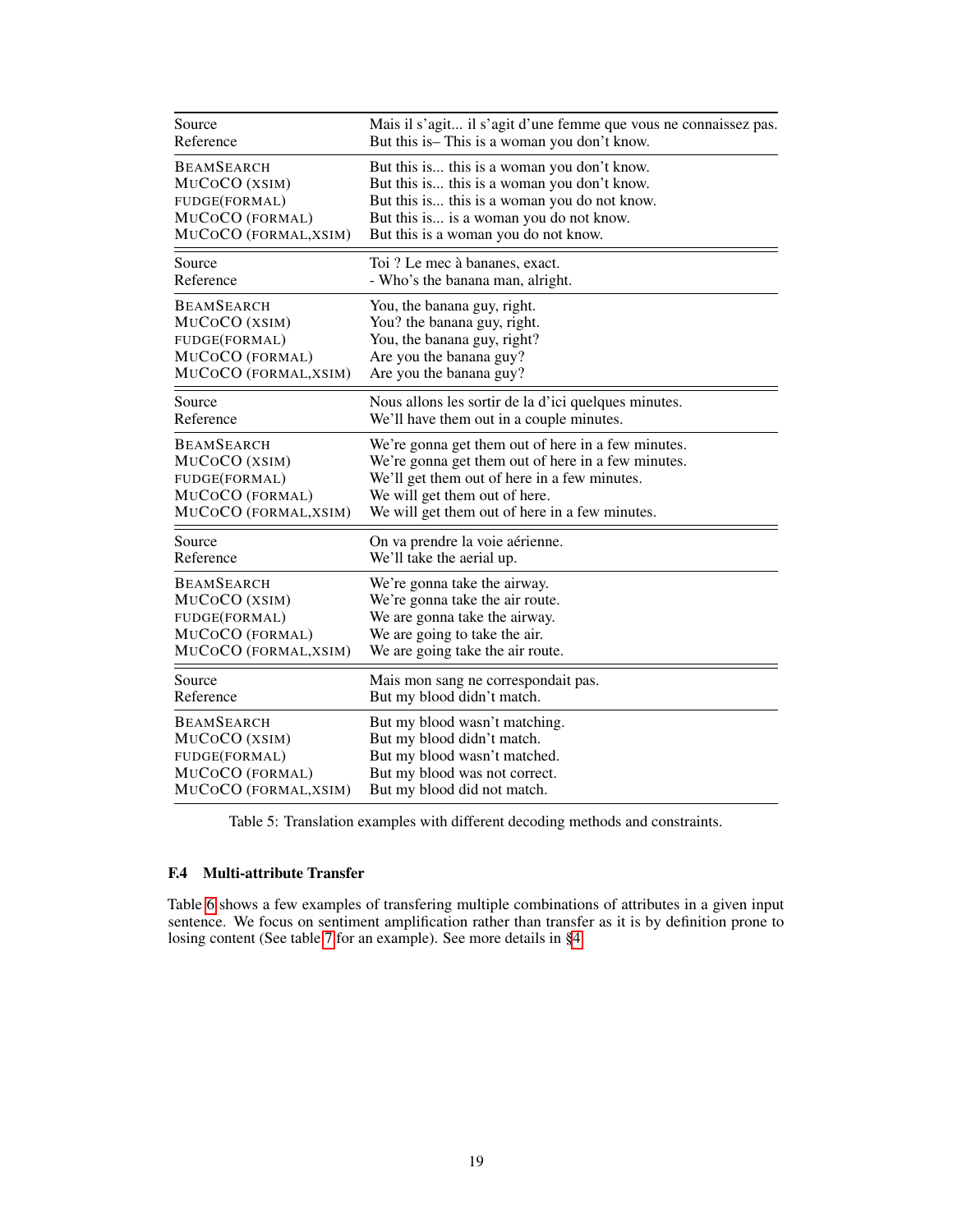| | |
|---|---|
| Source | Mais il s'agit... il s'agit d'une femme que vous ne connaissez pas. |
| Reference | But this is– This is a woman you don't know. |
| BEAMSEARCH | But this is... this is a woman you don't know. |
| MUCOCO (XSIM) | But this is... this is a woman you don't know. |
| FUDGE(FORMAL) | But this is... this is a woman you do not know. |
| MUCOCO (FORMAL) | But this is... is a woman you do not know. |
| MUCOCO (FORMAL,XSIM) | But this is a woman you do not know. |
| Source | Toi ? Le mec à bananes, exact. |
| Reference | - Who's the banana man, alright. |
| BEAMSEARCH | You, the banana guy, right. |
| MUCOCO (XSIM) | You? the banana guy, right. |
| FUDGE(FORMAL) | You, the banana guy, right? |
| MUCOCO (FORMAL) | Are you the banana guy? |
| MUCOCO (FORMAL,XSIM) | Are you the banana guy? |
| Source | Nous allons les sortir de la d'ici quelques minutes. |
| Reference | We'll have them out in a couple minutes. |
| BEAMSEARCH | We're gonna get them out of here in a few minutes. |
| MUCOCO (XSIM) | We're gonna get them out of here in a few minutes. |
| FUDGE(FORMAL) | We'll get them out of here in a few minutes. |
| MUCOCO (FORMAL) | We will get them out of here. |
| MUCOCO (FORMAL,XSIM) | We will get them out of here in a few minutes. |
| Source | On va prendre la voie aérienne. |
| Reference | We'll take the aerial up. |
| BEAMSEARCH | We're gonna take the airway. |
| MUCOCO (XSIM) | We're gonna take the air route. |
| FUDGE(FORMAL) | We are gonna take the airway. |
| MUCOCO (FORMAL) | We are going to take the air. |
| MUCOCO (FORMAL,XSIM) | We are going take the air route. |
| Source | Mais mon sang ne correspondait pas. |
| Reference | But my blood didn't match. |
| BEAMSEARCH | But my blood wasn't matching. |
| MUCOCO (XSIM) | But my blood didn't match. |
| FUDGE(FORMAL) | But my blood wasn't matched. |
| MUCOCO (FORMAL) | But my blood was not correct. |
| MUCOCO (FORMAL,XSIM) | But my blood did not match. |

Table 5: Translation examples with different decoding methods and constraints.

### F.4 Multi-attribute Transfer

Table 6 shows a few examples of transfering multiple combinations of attributes in a given input sentence. We focus on sentiment amplification rather than transfer as it is by definition prone to losing content (See table 7 for an example). See more details in §4.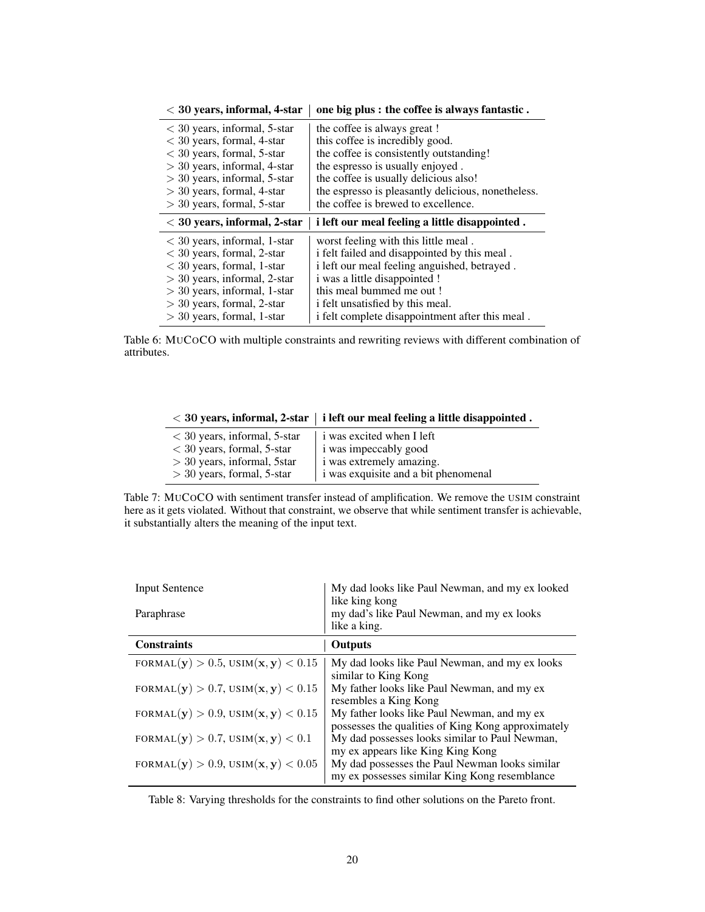| $<$ 30 years, informal, 4-star | one big plus : the coffee is always fantastic . |
|---|---|
| $<$ 30 years, informal, 5-star | the coffee is always great ! |
| $<$ 30 years, formal, 4-star | this coffee is incredibly good. |
| $<$ 30 years, formal, 5-star | the coffee is consistently outstanding! |
| $>$ 30 years, informal, 4-star | the espresso is usually enjoyed . |
| $>$ 30 years, informal, 5-star | the coffee is usually delicious also! |
| $>$ 30 years, formal, 4-star | the espresso is pleasantly delicious, nonetheless. |
| $>$ 30 years, formal, 5-star | the coffee is brewed to excellence. |
| **$<$ 30 years, informal, 2-star** | **i left our meal feeling a little disappointed .** |
| $<$ 30 years, informal, 1-star | worst feeling with this little meal . |
| $<$ 30 years, formal, 2-star | i felt failed and disappointed by this meal . |
| $<$ 30 years, formal, 1-star | i left our meal feeling anguished, betrayed . |
| $>$ 30 years, informal, 2-star | i was a little disappointed ! |
| $>$ 30 years, informal, 1-star | this meal bummed me out ! |
| $>$ 30 years, formal, 2-star | i felt unsatisfied by this meal. |
| $>$ 30 years, formal, 1-star | i felt complete disappointment after this meal . |

Table 6: MuCoCO with multiple constraints and rewriting reviews with different combination of attributes.

| $<$ 30 years, informal, 2-star | i left our meal feeling a little disappointed . |
|---|---|
| $<$ 30 years, informal, 5-star | i was excited when I left |
| $<$ 30 years, formal, 5-star | i was impeccably good |
| $>$ 30 years, informal, 5star | i was extremely amazing. |
| $>$ 30 years, formal, 5-star | i was exquisite and a bit phenomenal |

Table 7: MuCoCO with sentiment transfer instead of amplification. We remove the USIM constraint here as it gets violated. Without that constraint, we observe that while sentiment transfer is achievable, it substantially alters the meaning of the input text.

| | |
|---|---|
| Input Sentence | My dad looks like Paul Newman, and my ex looked like king kong |
| Paraphrase | my dad's like Paul Newman, and my ex looks like a king. |
| **Constraints** | **Outputs** |
| $\text{FORMAL}(\mathbf{y}) > 0.5$, $\text{USIM}(\mathbf{x}, \mathbf{y}) < 0.15$ | My dad looks like Paul Newman, and my ex looks similar to King Kong |
| $\text{FORMAL}(\mathbf{y}) > 0.7$, $\text{USIM}(\mathbf{x}, \mathbf{y}) < 0.15$ | My father looks like Paul Newman, and my ex resembles a King Kong |
| $\text{FORMAL}(\mathbf{y}) > 0.9$, $\text{USIM}(\mathbf{x}, \mathbf{y}) < 0.15$ | My father looks like Paul Newman, and my ex possesses the qualities of King Kong approximately |
| $\text{FORMAL}(\mathbf{y}) > 0.7$, $\text{USIM}(\mathbf{x}, \mathbf{y}) < 0.1$ | My dad possesses looks similar to Paul Newman, my ex appears like King King Kong |
| $\text{FORMAL}(\mathbf{y}) > 0.9$, $\text{USIM}(\mathbf{x}, \mathbf{y}) < 0.05$ | My dad possesses the Paul Newman looks similar my ex possesses similar King Kong resemblance |

Table 8: Varying thresholds for the constraints to find other solutions on the Pareto front.